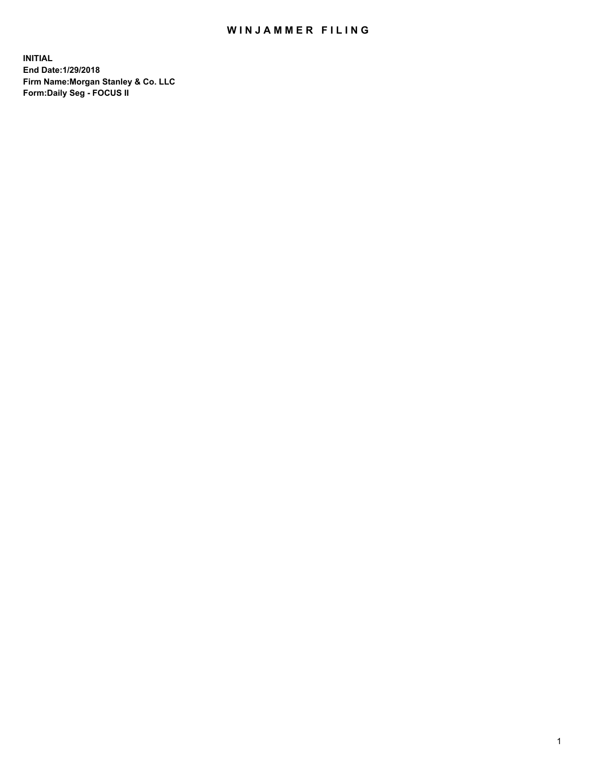# WINJAMMER FILING

**INITIAL**
**End Date:1/29/2018**
**Firm Name:Morgan Stanley & Co. LLC**
**Form:Daily Seg - FOCUS II**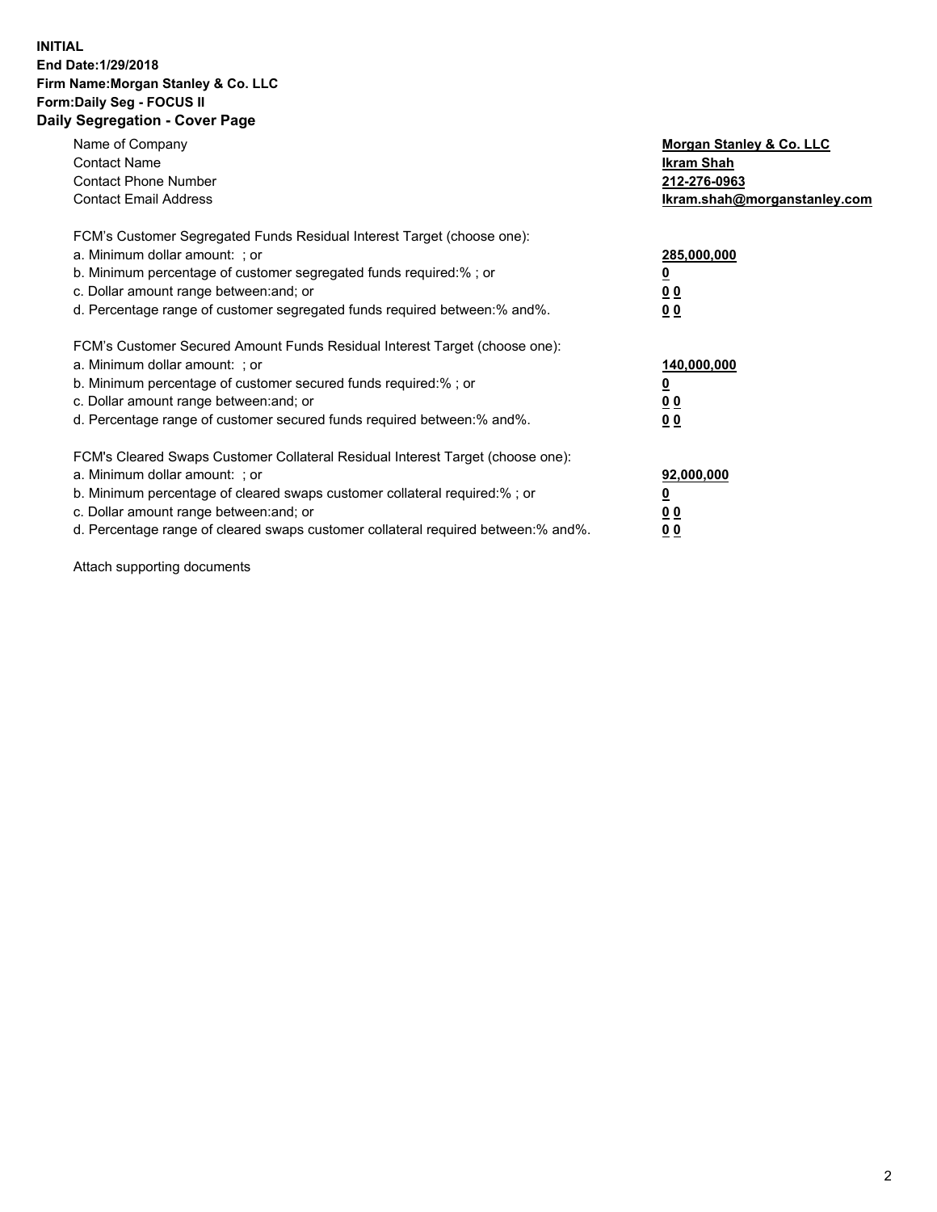**INITIAL**
**End Date:1/29/2018**
**Firm Name:Morgan Stanley & Co. LLC**
**Form:Daily Seg - FOCUS II**
**Daily Segregation - Cover Page**

| | |
|---|---|
| Name of Company | **Morgan Stanley & Co. LLC** |
| Contact Name | **Ikram Shah** |
| Contact Phone Number | **212-276-0963** |
| Contact Email Address | **Ikram.shah@morganstanley.com** |

| | |
|---|---|
| FCM's Customer Segregated Funds Residual Interest Target (choose one): | |
| a. Minimum dollar amount: ; or | **285,000,000** |
| b. Minimum percentage of customer segregated funds required:% ; or | **0** |
| c. Dollar amount range between:and; or | **0 0** |
| d. Percentage range of customer segregated funds required between:% and%. | **0 0** |

| | |
|---|---|
| FCM's Customer Secured Amount Funds Residual Interest Target (choose one): | |
| a. Minimum dollar amount: ; or | **140,000,000** |
| b. Minimum percentage of customer secured funds required:% ; or | **0** |
| c. Dollar amount range between:and; or | **0 0** |
| d. Percentage range of customer secured funds required between:% and%. | **0 0** |

| | |
|---|---|
| FCM's Cleared Swaps Customer Collateral Residual Interest Target (choose one): | |
| a. Minimum dollar amount: ; or | **92,000,000** |
| b. Minimum percentage of cleared swaps customer collateral required:% ; or | **0** |
| c. Dollar amount range between:and; or | **0 0** |
| d. Percentage range of cleared swaps customer collateral required between:% and%. | **0 0** |

Attach supporting documents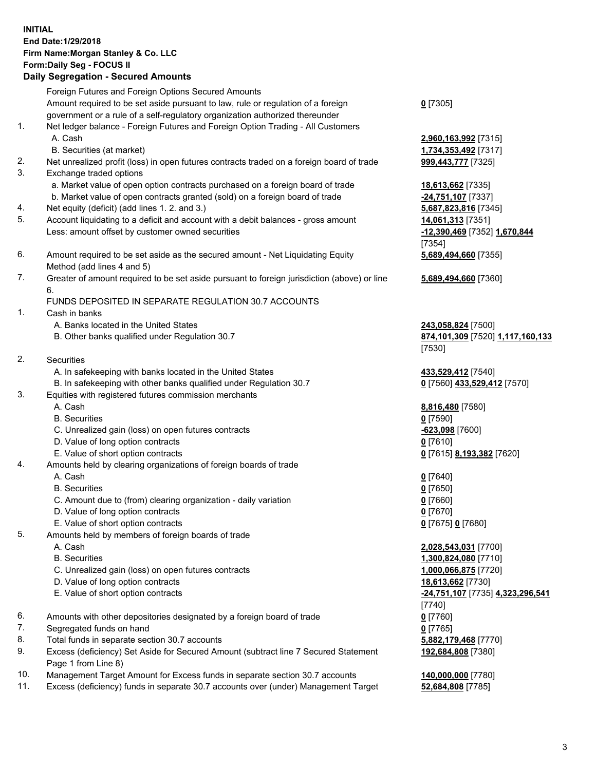**INITIAL**
**End Date:1/29/2018**
**Firm Name:Morgan Stanley & Co. LLC**
**Form:Daily Seg - FOCUS II**
**Daily Segregation - Secured Amounts**

| | | |
|---|---|---|
| | Foreign Futures and Foreign Options Secured Amounts | |
| | Amount required to be set aside pursuant to law, rule or regulation of a foreign government or a rule of a self-regulatory organization authorized thereunder | **0** [7305] |
| 1. | Net ledger balance - Foreign Futures and Foreign Option Trading - All Customers | |
| | A. Cash | **2,960,163,992** [7315] |
| | B. Securities (at market) | **1,734,353,492** [7317] |
| 2. | Net unrealized profit (loss) in open futures contracts traded on a foreign board of trade | **999,443,777** [7325] |
| 3. | Exchange traded options | |
| | a. Market value of open option contracts purchased on a foreign board of trade | **18,613,662** [7335] |
| | b. Market value of open contracts granted (sold) on a foreign board of trade | **-24,751,107** [7337] |
| 4. | Net equity (deficit) (add lines 1. 2. and 3.) | **5,687,823,816** [7345] |
| 5. | Account liquidating to a deficit and account with a debit balances - gross amount | **14,061,313** [7351] |
| | Less: amount offset by customer owned securities | **-12,390,469** [7352] **1,670,844** [7354] |
| 6. | Amount required to be set aside as the secured amount - Net Liquidating Equity Method (add lines 4 and 5) | **5,689,494,660** [7355] |
| 7. | Greater of amount required to be set aside pursuant to foreign jurisdiction (above) or line 6. | **5,689,494,660** [7360] |
| | FUNDS DEPOSITED IN SEPARATE REGULATION 30.7 ACCOUNTS | |
| 1. | Cash in banks | |
| | A. Banks located in the United States | **243,058,824** [7500] |
| | B. Other banks qualified under Regulation 30.7 | **874,101,309** [7520] **1,117,160,133** [7530] |
| 2. | Securities | |
| | A. In safekeeping with banks located in the United States | **433,529,412** [7540] |
| | B. In safekeeping with other banks qualified under Regulation 30.7 | **0** [7560] **433,529,412** [7570] |
| 3. | Equities with registered futures commission merchants | |
| | A. Cash | **8,816,480** [7580] |
| | B. Securities | **0** [7590] |
| | C. Unrealized gain (loss) on open futures contracts | **-623,098** [7600] |
| | D. Value of long option contracts | **0** [7610] |
| | E. Value of short option contracts | **0** [7615] **8,193,382** [7620] |
| 4. | Amounts held by clearing organizations of foreign boards of trade | |
| | A. Cash | **0** [7640] |
| | B. Securities | **0** [7650] |
| | C. Amount due to (from) clearing organization - daily variation | **0** [7660] |
| | D. Value of long option contracts | **0** [7670] |
| | E. Value of short option contracts | **0** [7675] **0** [7680] |
| 5. | Amounts held by members of foreign boards of trade | |
| | A. Cash | **2,028,543,031** [7700] |
| | B. Securities | **1,300,824,080** [7710] |
| | C. Unrealized gain (loss) on open futures contracts | **1,000,066,875** [7720] |
| | D. Value of long option contracts | **18,613,662** [7730] |
| | E. Value of short option contracts | **-24,751,107** [7735] **4,323,296,541** [7740] |
| 6. | Amounts with other depositories designated by a foreign board of trade | **0** [7760] |
| 7. | Segregated funds on hand | **0** [7765] |
| 8. | Total funds in separate section 30.7 accounts | **5,882,179,468** [7770] |
| 9. | Excess (deficiency) Set Aside for Secured Amount (subtract line 7 Secured Statement Page 1 from Line 8) | **192,684,808** [7380] |
| 10. | Management Target Amount for Excess funds in separate section 30.7 accounts | **140,000,000** [7780] |
| 11. | Excess (deficiency) funds in separate 30.7 accounts over (under) Management Target | **52,684,808** [7785] |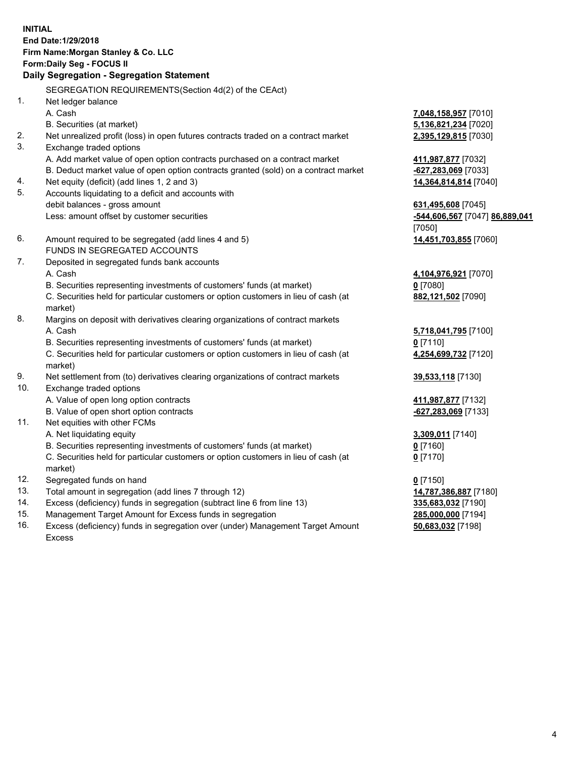**INITIAL**
**End Date:1/29/2018**
**Firm Name:Morgan Stanley & Co. LLC**
**Form:Daily Seg - FOCUS II**
**Daily Segregation - Segregation Statement**

| | | |
|---|---|---|
| | SEGREGATION REQUIREMENTS(Section 4d(2) of the CEAct) | |
| 1. | Net ledger balance | |
| | A. Cash | **7,048,158,957** [7010] |
| | B. Securities (at market) | **5,136,821,234** [7020] |
| 2. | Net unrealized profit (loss) in open futures contracts traded on a contract market | **2,395,129,815** [7030] |
| 3. | Exchange traded options | |
| | A. Add market value of open option contracts purchased on a contract market | **411,987,877** [7032] |
| | B. Deduct market value of open option contracts granted (sold) on a contract market | **-627,283,069** [7033] |
| 4. | Net equity (deficit) (add lines 1, 2 and 3) | **14,364,814,814** [7040] |
| 5. | Accounts liquidating to a deficit and accounts with debit balances - gross amount | **631,495,608** [7045] |
| | Less: amount offset by customer securities | **-544,606,567** [7047] **86,889,041** [7050] |
| 6. | Amount required to be segregated (add lines 4 and 5) | **14,451,703,855** [7060] |
| | FUNDS IN SEGREGATED ACCOUNTS | |
| 7. | Deposited in segregated funds bank accounts | |
| | A. Cash | **4,104,976,921** [7070] |
| | B. Securities representing investments of customers' funds (at market) | **0** [7080] |
| | C. Securities held for particular customers or option customers in lieu of cash (at market) | **882,121,502** [7090] |
| 8. | Margins on deposit with derivatives clearing organizations of contract markets | |
| | A. Cash | **5,718,041,795** [7100] |
| | B. Securities representing investments of customers' funds (at market) | **0** [7110] |
| | C. Securities held for particular customers or option customers in lieu of cash (at market) | **4,254,699,732** [7120] |
| 9. | Net settlement from (to) derivatives clearing organizations of contract markets | **39,533,118** [7130] |
| 10. | Exchange traded options | |
| | A. Value of open long option contracts | **411,987,877** [7132] |
| | B. Value of open short option contracts | **-627,283,069** [7133] |
| 11. | Net equities with other FCMs | |
| | A. Net liquidating equity | **3,309,011** [7140] |
| | B. Securities representing investments of customers' funds (at market) | **0** [7160] |
| | C. Securities held for particular customers or option customers in lieu of cash (at market) | **0** [7170] |
| 12. | Segregated funds on hand | **0** [7150] |
| 13. | Total amount in segregation (add lines 7 through 12) | **14,787,386,887** [7180] |
| 14. | Excess (deficiency) funds in segregation (subtract line 6 from line 13) | **335,683,032** [7190] |
| 15. | Management Target Amount for Excess funds in segregation | **285,000,000** [7194] |
| 16. | Excess (deficiency) funds in segregation over (under) Management Target Amount Excess | **50,683,032** [7198] |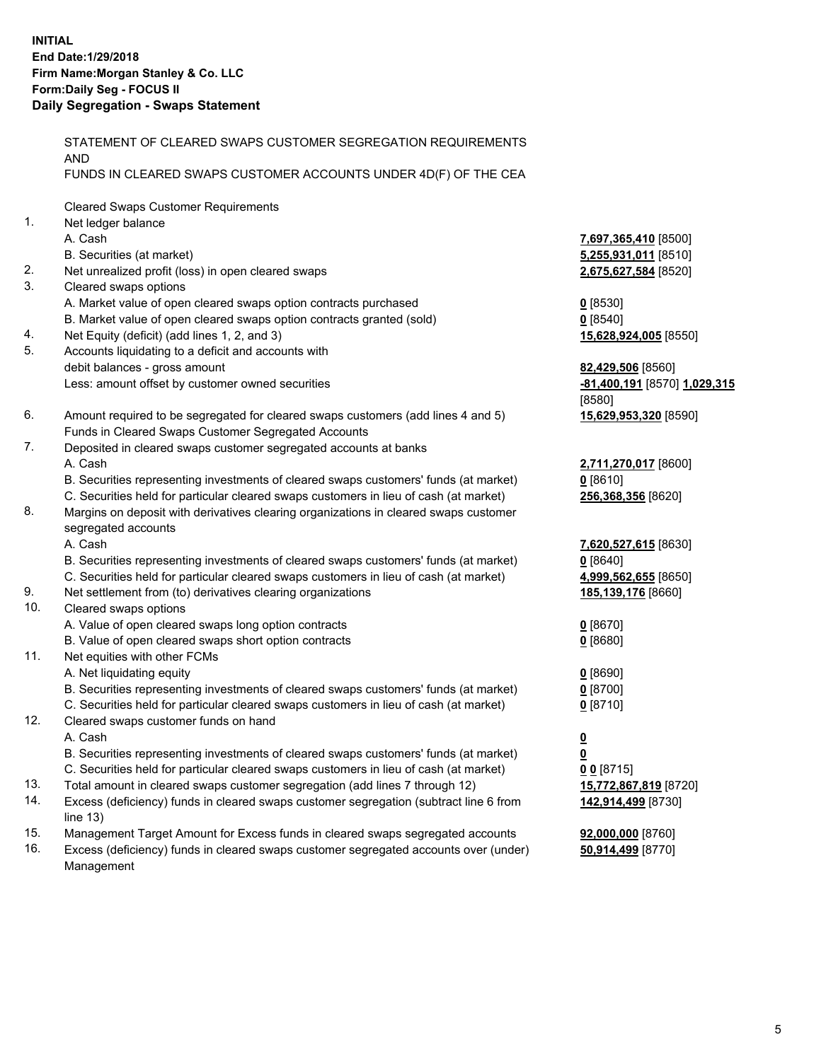**INITIAL**
**End Date:1/29/2018**
**Firm Name:Morgan Stanley & Co. LLC**
**Form:Daily Seg - FOCUS II**
**Daily Segregation - Swaps Statement**

STATEMENT OF CLEARED SWAPS CUSTOMER SEGREGATION REQUIREMENTS AND FUNDS IN CLEARED SWAPS CUSTOMER ACCOUNTS UNDER 4D(F) OF THE CEA

| | | |
|---|---|---|
| | Cleared Swaps Customer Requirements | |
| 1. | Net ledger balance | |
| | A. Cash | **7,697,365,410** [8500] |
| | B. Securities (at market) | **5,255,931,011** [8510] |
| 2. | Net unrealized profit (loss) in open cleared swaps | **2,675,627,584** [8520] |
| 3. | Cleared swaps options | |
| | A. Market value of open cleared swaps option contracts purchased | **0** [8530] |
| | B. Market value of open cleared swaps option contracts granted (sold) | **0** [8540] |
| 4. | Net Equity (deficit) (add lines 1, 2, and 3) | **15,628,924,005** [8550] |
| 5. | Accounts liquidating to a deficit and accounts with debit balances - gross amount | **82,429,506** [8560] |
| | Less: amount offset by customer owned securities | **-81,400,191** [8570] **1,029,315** [8580] |
| 6. | Amount required to be segregated for cleared swaps customers (add lines 4 and 5) | **15,629,953,320** [8590] |
| | Funds in Cleared Swaps Customer Segregated Accounts | |
| 7. | Deposited in cleared swaps customer segregated accounts at banks | |
| | A. Cash | **2,711,270,017** [8600] |
| | B. Securities representing investments of cleared swaps customers' funds (at market) | **0** [8610] |
| | C. Securities held for particular cleared swaps customers in lieu of cash (at market) | **256,368,356** [8620] |
| 8. | Margins on deposit with derivatives clearing organizations in cleared swaps customer segregated accounts | |
| | A. Cash | **7,620,527,615** [8630] |
| | B. Securities representing investments of cleared swaps customers' funds (at market) | **0** [8640] |
| | C. Securities held for particular cleared swaps customers in lieu of cash (at market) | **4,999,562,655** [8650] |
| 9. | Net settlement from (to) derivatives clearing organizations | **185,139,176** [8660] |
| 10. | Cleared swaps options | |
| | A. Value of open cleared swaps long option contracts | **0** [8670] |
| | B. Value of open cleared swaps short option contracts | **0** [8680] |
| 11. | Net equities with other FCMs | |
| | A. Net liquidating equity | **0** [8690] |
| | B. Securities representing investments of cleared swaps customers' funds (at market) | **0** [8700] |
| | C. Securities held for particular cleared swaps customers in lieu of cash (at market) | **0** [8710] |
| 12. | Cleared swaps customer funds on hand | |
| | A. Cash | **0** |
| | B. Securities representing investments of cleared swaps customers' funds (at market) | **0** |
| | C. Securities held for particular cleared swaps customers in lieu of cash (at market) | **0** **0** [8715] |
| 13. | Total amount in cleared swaps customer segregation (add lines 7 through 12) | **15,772,867,819** [8720] |
| 14. | Excess (deficiency) funds in cleared swaps customer segregation (subtract line 6 from line 13) | **142,914,499** [8730] |
| 15. | Management Target Amount for Excess funds in cleared swaps segregated accounts | **92,000,000** [8760] |
| 16. | Excess (deficiency) funds in cleared swaps customer segregated accounts over (under) Management | **50,914,499** [8770] |